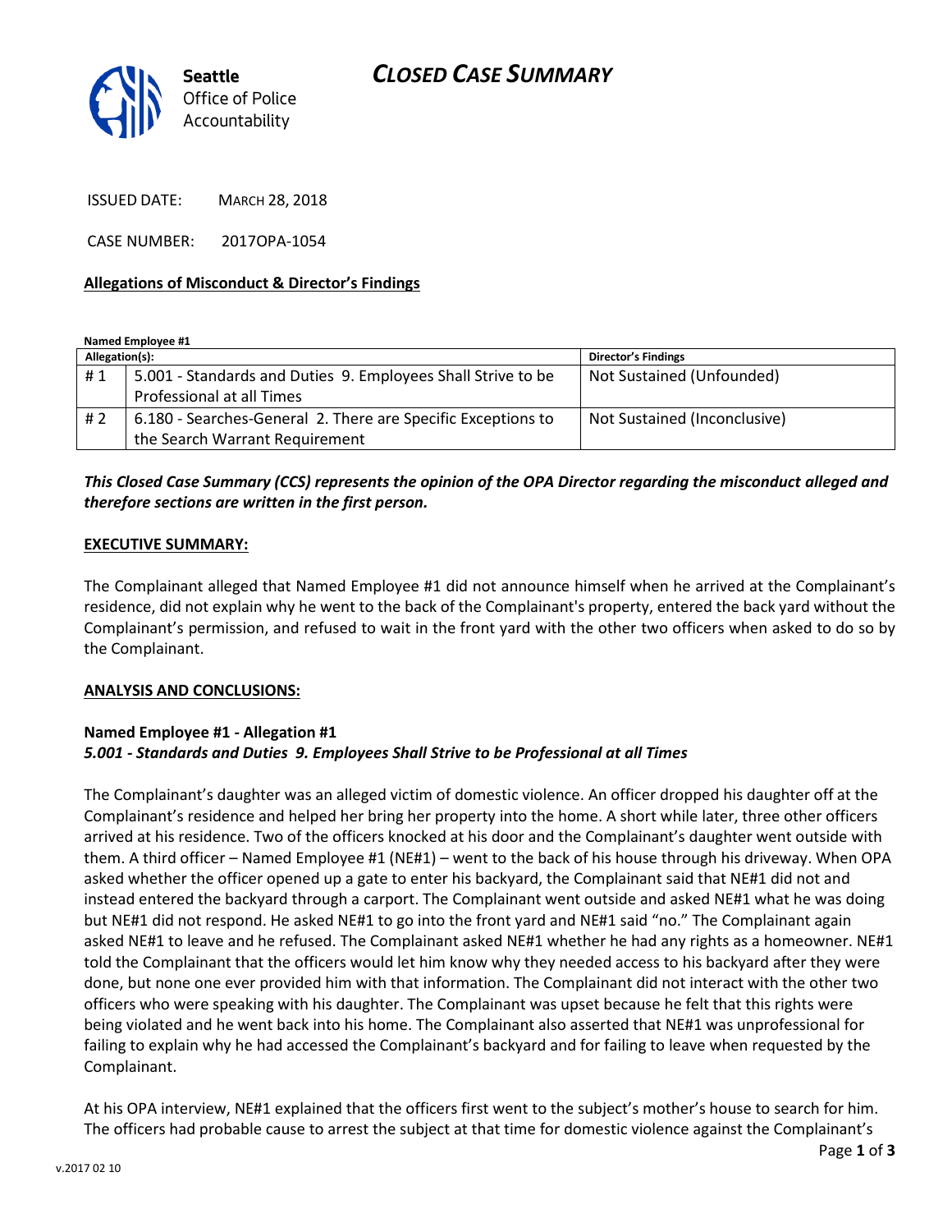Seattle Office of Police Accountability

# CLOSED CASE SUMMARY

ISSUED DATE: MARCH 28, 2018

CASE NUMBER: 2017OPA-1054

## Allegations of Misconduct & Director's Findings

**Named Employee #1**

| Allegation(s): | | Director's Findings |
|---|---|---|
| # 1 | 5.001 - Standards and Duties 9. Employees Shall Strive to be Professional at all Times | Not Sustained (Unfounded) |
| # 2 | 6.180 - Searches-General 2. There are Specific Exceptions to the Search Warrant Requirement | Not Sustained (Inconclusive) |

***This Closed Case Summary (CCS) represents the opinion of the OPA Director regarding the misconduct alleged and therefore sections are written in the first person.***

**EXECUTIVE SUMMARY:**

The Complainant alleged that Named Employee #1 did not announce himself when he arrived at the Complainant's residence, did not explain why he went to the back of the Complainant's property, entered the back yard without the Complainant's permission, and refused to wait in the front yard with the other two officers when asked to do so by the Complainant.

**ANALYSIS AND CONCLUSIONS:**

**Named Employee #1 - Allegation #1**
***5.001 - Standards and Duties 9. Employees Shall Strive to be Professional at all Times***

The Complainant's daughter was an alleged victim of domestic violence. An officer dropped his daughter off at the Complainant's residence and helped her bring her property into the home. A short while later, three other officers arrived at his residence. Two of the officers knocked at his door and the Complainant's daughter went outside with them. A third officer – Named Employee #1 (NE#1) – went to the back of his house through his driveway. When OPA asked whether the officer opened up a gate to enter his backyard, the Complainant said that NE#1 did not and instead entered the backyard through a carport. The Complainant went outside and asked NE#1 what he was doing but NE#1 did not respond. He asked NE#1 to go into the front yard and NE#1 said "no." The Complainant again asked NE#1 to leave and he refused. The Complainant asked NE#1 whether he had any rights as a homeowner. NE#1 told the Complainant that the officers would let him know why they needed access to his backyard after they were done, but none one ever provided him with that information. The Complainant did not interact with the other two officers who were speaking with his daughter. The Complainant was upset because he felt that this rights were being violated and he went back into his home. The Complainant also asserted that NE#1 was unprofessional for failing to explain why he had accessed the Complainant's backyard and for failing to leave when requested by the Complainant.

At his OPA interview, NE#1 explained that the officers first went to the subject's mother's house to search for him. The officers had probable cause to arrest the subject at that time for domestic violence against the Complainant's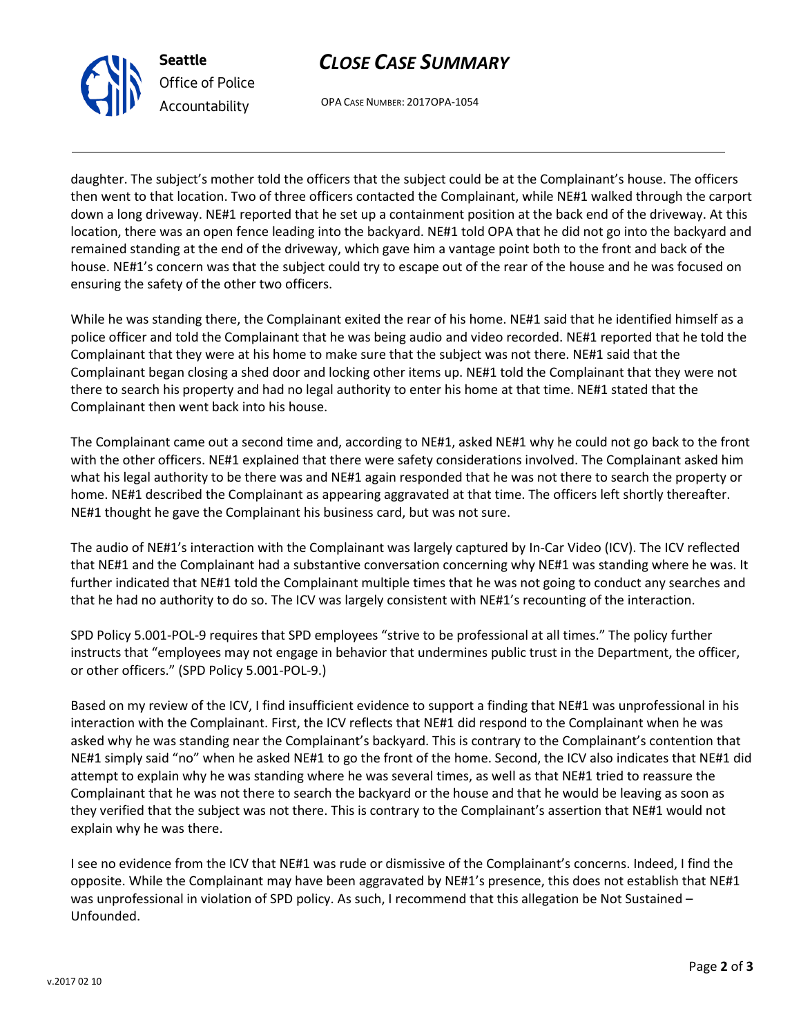daughter. The subject's mother told the officers that the subject could be at the Complainant's house. The officers then went to that location. Two of three officers contacted the Complainant, while NE#1 walked through the carport down a long driveway. NE#1 reported that he set up a containment position at the back end of the driveway. At this location, there was an open fence leading into the backyard. NE#1 told OPA that he did not go into the backyard and remained standing at the end of the driveway, which gave him a vantage point both to the front and back of the house. NE#1's concern was that the subject could try to escape out of the rear of the house and he was focused on ensuring the safety of the other two officers.

While he was standing there, the Complainant exited the rear of his home. NE#1 said that he identified himself as a police officer and told the Complainant that he was being audio and video recorded. NE#1 reported that he told the Complainant that they were at his home to make sure that the subject was not there. NE#1 said that the Complainant began closing a shed door and locking other items up. NE#1 told the Complainant that they were not there to search his property and had no legal authority to enter his home at that time. NE#1 stated that the Complainant then went back into his house.

The Complainant came out a second time and, according to NE#1, asked NE#1 why he could not go back to the front with the other officers. NE#1 explained that there were safety considerations involved. The Complainant asked him what his legal authority to be there was and NE#1 again responded that he was not there to search the property or home. NE#1 described the Complainant as appearing aggravated at that time. The officers left shortly thereafter. NE#1 thought he gave the Complainant his business card, but was not sure.

The audio of NE#1's interaction with the Complainant was largely captured by In-Car Video (ICV). The ICV reflected that NE#1 and the Complainant had a substantive conversation concerning why NE#1 was standing where he was. It further indicated that NE#1 told the Complainant multiple times that he was not going to conduct any searches and that he had no authority to do so. The ICV was largely consistent with NE#1's recounting of the interaction.

SPD Policy 5.001-POL-9 requires that SPD employees "strive to be professional at all times." The policy further instructs that "employees may not engage in behavior that undermines public trust in the Department, the officer, or other officers." (SPD Policy 5.001-POL-9.)

Based on my review of the ICV, I find insufficient evidence to support a finding that NE#1 was unprofessional in his interaction with the Complainant. First, the ICV reflects that NE#1 did respond to the Complainant when he was asked why he was standing near the Complainant's backyard. This is contrary to the Complainant's contention that NE#1 simply said "no" when he asked NE#1 to go the front of the home. Second, the ICV also indicates that NE#1 did attempt to explain why he was standing where he was several times, as well as that NE#1 tried to reassure the Complainant that he was not there to search the backyard or the house and that he would be leaving as soon as they verified that the subject was not there. This is contrary to the Complainant's assertion that NE#1 would not explain why he was there.

I see no evidence from the ICV that NE#1 was rude or dismissive of the Complainant's concerns. Indeed, I find the opposite. While the Complainant may have been aggravated by NE#1's presence, this does not establish that NE#1 was unprofessional in violation of SPD policy. As such, I recommend that this allegation be Not Sustained – Unfounded.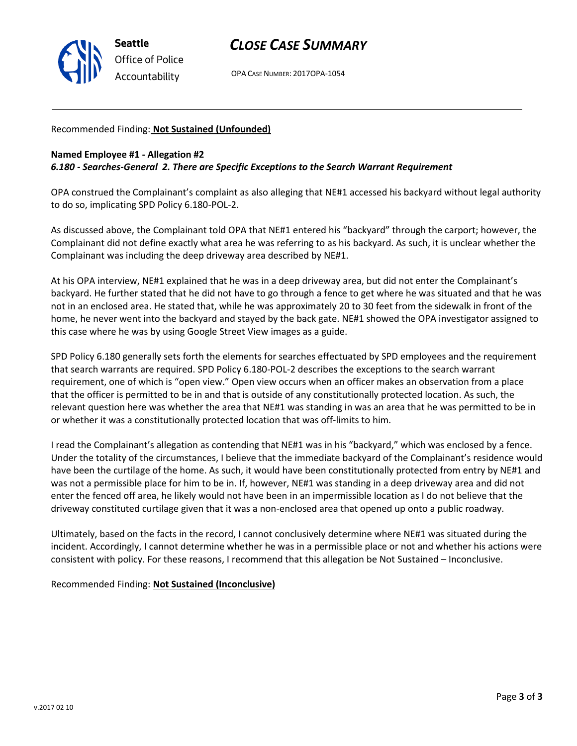Recommended Finding: **Not Sustained (Unfounded)**

**Named Employee #1 - Allegation #2**
***6.180 - Searches-General 2. There are Specific Exceptions to the Search Warrant Requirement***

OPA construed the Complainant's complaint as also alleging that NE#1 accessed his backyard without legal authority to do so, implicating SPD Policy 6.180-POL-2.

As discussed above, the Complainant told OPA that NE#1 entered his "backyard" through the carport; however, the Complainant did not define exactly what area he was referring to as his backyard. As such, it is unclear whether the Complainant was including the deep driveway area described by NE#1.

At his OPA interview, NE#1 explained that he was in a deep driveway area, but did not enter the Complainant's backyard. He further stated that he did not have to go through a fence to get where he was situated and that he was not in an enclosed area. He stated that, while he was approximately 20 to 30 feet from the sidewalk in front of the home, he never went into the backyard and stayed by the back gate. NE#1 showed the OPA investigator assigned to this case where he was by using Google Street View images as a guide.

SPD Policy 6.180 generally sets forth the elements for searches effectuated by SPD employees and the requirement that search warrants are required. SPD Policy 6.180-POL-2 describes the exceptions to the search warrant requirement, one of which is "open view." Open view occurs when an officer makes an observation from a place that the officer is permitted to be in and that is outside of any constitutionally protected location. As such, the relevant question here was whether the area that NE#1 was standing in was an area that he was permitted to be in or whether it was a constitutionally protected location that was off-limits to him.

I read the Complainant's allegation as contending that NE#1 was in his "backyard," which was enclosed by a fence. Under the totality of the circumstances, I believe that the immediate backyard of the Complainant's residence would have been the curtilage of the home. As such, it would have been constitutionally protected from entry by NE#1 and was not a permissible place for him to be in. If, however, NE#1 was standing in a deep driveway area and did not enter the fenced off area, he likely would not have been in an impermissible location as I do not believe that the driveway constituted curtilage given that it was a non-enclosed area that opened up onto a public roadway.

Ultimately, based on the facts in the record, I cannot conclusively determine where NE#1 was situated during the incident. Accordingly, I cannot determine whether he was in a permissible place or not and whether his actions were consistent with policy. For these reasons, I recommend that this allegation be Not Sustained – Inconclusive.

Recommended Finding: **Not Sustained (Inconclusive)**